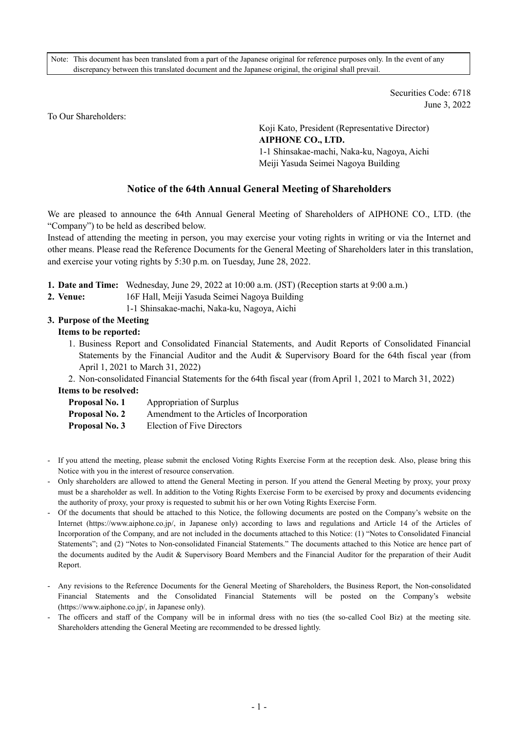Note: This document has been translated from a part of the Japanese original for reference purposes only. In the event of any discrepancy between this translated document and the Japanese original, the original shall prevail.

Securities Code: 6718
June 3, 2022

To Our Shareholders:

Koji Kato, President (Representative Director)
**AIPHONE CO., LTD.**
1-1 Shinsakae-machi, Naka-ku, Nagoya, Aichi
Meiji Yasuda Seimei Nagoya Building

# Notice of the 64th Annual General Meeting of Shareholders

We are pleased to announce the 64th Annual General Meeting of Shareholders of AIPHONE CO., LTD. (the "Company") to be held as described below.

Instead of attending the meeting in person, you may exercise your voting rights in writing or via the Internet and other means. Please read the Reference Documents for the General Meeting of Shareholders later in this translation, and exercise your voting rights by 5:30 p.m. on Tuesday, June 28, 2022.

**1. Date and Time:** Wednesday, June 29, 2022 at 10:00 a.m. (JST) (Reception starts at 9:00 a.m.)

**2. Venue:** 16F Hall, Meiji Yasuda Seimei Nagoya Building
1-1 Shinsakae-machi, Naka-ku, Nagoya, Aichi

**3. Purpose of the Meeting**

**Items to be reported:**

1. Business Report and Consolidated Financial Statements, and Audit Reports of Consolidated Financial Statements by the Financial Auditor and the Audit & Supervisory Board for the 64th fiscal year (from April 1, 2021 to March 31, 2022)
2. Non-consolidated Financial Statements for the 64th fiscal year (from April 1, 2021 to March 31, 2022)

**Items to be resolved:**

**Proposal No. 1** Appropriation of Surplus
**Proposal No. 2** Amendment to the Articles of Incorporation
**Proposal No. 3** Election of Five Directors

- If you attend the meeting, please submit the enclosed Voting Rights Exercise Form at the reception desk. Also, please bring this Notice with you in the interest of resource conservation.
- Only shareholders are allowed to attend the General Meeting in person. If you attend the General Meeting by proxy, your proxy must be a shareholder as well. In addition to the Voting Rights Exercise Form to be exercised by proxy and documents evidencing the authority of proxy, your proxy is requested to submit his or her own Voting Rights Exercise Form.
- Of the documents that should be attached to this Notice, the following documents are posted on the Company's website on the Internet (https://www.aiphone.co.jp/, in Japanese only) according to laws and regulations and Article 14 of the Articles of Incorporation of the Company, and are not included in the documents attached to this Notice: (1) "Notes to Consolidated Financial Statements"; and (2) "Notes to Non-consolidated Financial Statements." The documents attached to this Notice are hence part of the documents audited by the Audit & Supervisory Board Members and the Financial Auditor for the preparation of their Audit Report.
- Any revisions to the Reference Documents for the General Meeting of Shareholders, the Business Report, the Non-consolidated Financial Statements and the Consolidated Financial Statements will be posted on the Company's website (https://www.aiphone.co.jp/, in Japanese only).
- The officers and staff of the Company will be in informal dress with no ties (the so-called Cool Biz) at the meeting site. Shareholders attending the General Meeting are recommended to be dressed lightly.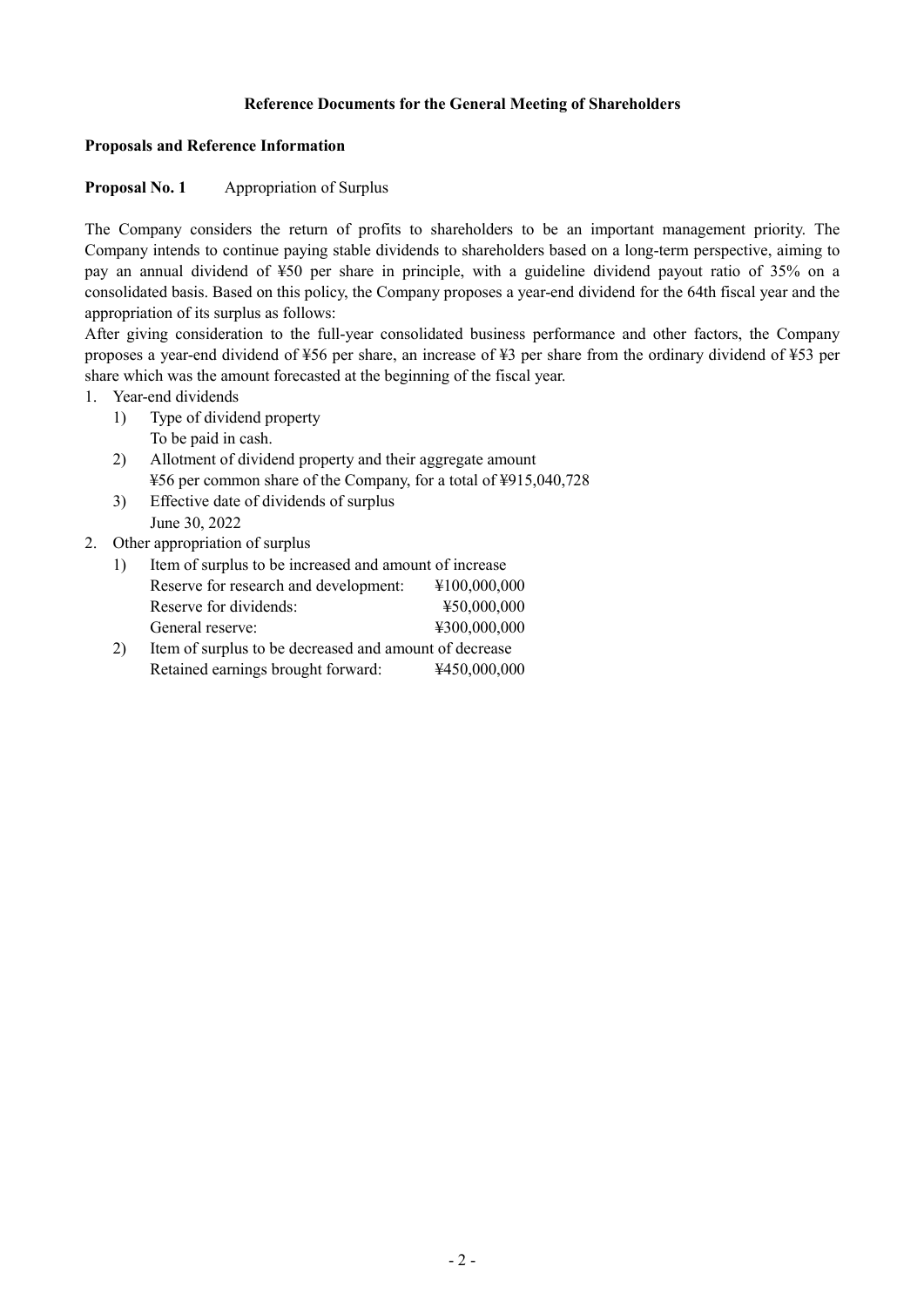# Reference Documents for the General Meeting of Shareholders

## Proposals and Reference Information

**Proposal No. 1** Appropriation of Surplus

The Company considers the return of profits to shareholders to be an important management priority. The Company intends to continue paying stable dividends to shareholders based on a long-term perspective, aiming to pay an annual dividend of ¥50 per share in principle, with a guideline dividend payout ratio of 35% on a consolidated basis. Based on this policy, the Company proposes a year-end dividend for the 64th fiscal year and the appropriation of its surplus as follows:

After giving consideration to the full-year consolidated business performance and other factors, the Company proposes a year-end dividend of ¥56 per share, an increase of ¥3 per share from the ordinary dividend of ¥53 per share which was the amount forecasted at the beginning of the fiscal year.

1. Year-end dividends
   1) Type of dividend property
      To be paid in cash.
   2) Allotment of dividend property and their aggregate amount
      ¥56 per common share of the Company, for a total of ¥915,040,728
   3) Effective date of dividends of surplus
      June 30, 2022
2. Other appropriation of surplus
   1) Item of surplus to be increased and amount of increase
      Reserve for research and development: ¥100,000,000
      Reserve for dividends: ¥50,000,000
      General reserve: ¥300,000,000
   2) Item of surplus to be decreased and amount of decrease
      Retained earnings brought forward: ¥450,000,000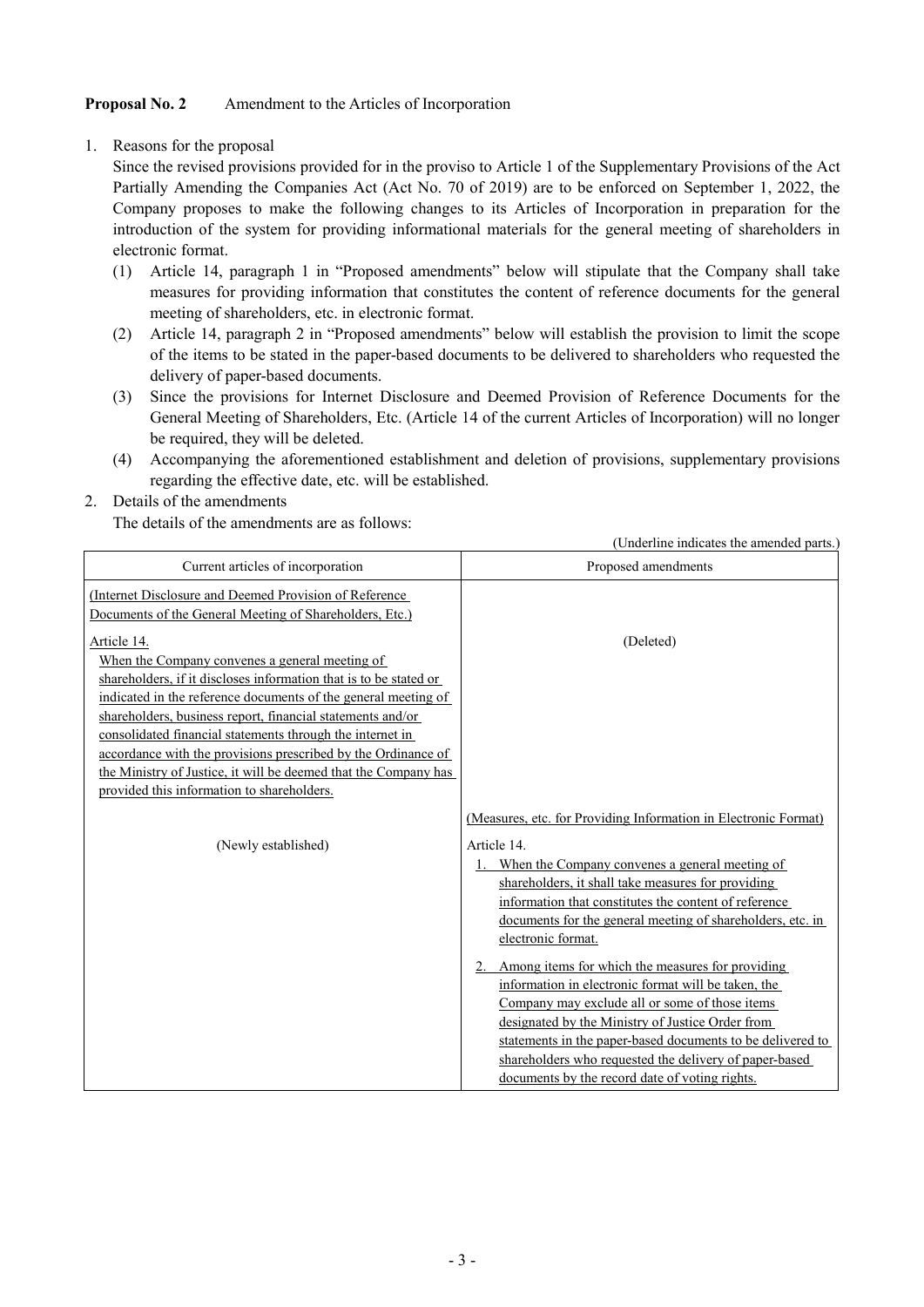**Proposal No. 2** Amendment to the Articles of Incorporation

1. Reasons for the proposal

   Since the revised provisions provided for in the proviso to Article 1 of the Supplementary Provisions of the Act Partially Amending the Companies Act (Act No. 70 of 2019) are to be enforced on September 1, 2022, the Company proposes to make the following changes to its Articles of Incorporation in preparation for the introduction of the system for providing informational materials for the general meeting of shareholders in electronic format.

   (1) Article 14, paragraph 1 in "Proposed amendments" below will stipulate that the Company shall take measures for providing information that constitutes the content of reference documents for the general meeting of shareholders, etc. in electronic format.

   (2) Article 14, paragraph 2 in "Proposed amendments" below will establish the provision to limit the scope of the items to be stated in the paper-based documents to be delivered to shareholders who requested the delivery of paper-based documents.

   (3) Since the provisions for Internet Disclosure and Deemed Provision of Reference Documents for the General Meeting of Shareholders, Etc. (Article 14 of the current Articles of Incorporation) will no longer be required, they will be deleted.

   (4) Accompanying the aforementioned establishment and deletion of provisions, supplementary provisions regarding the effective date, etc. will be established.

2. Details of the amendments

   The details of the amendments are as follows:

(Underline indicates the amended parts.)

| Current articles of incorporation | Proposed amendments |
|---|---|
| <u>(Internet Disclosure and Deemed Provision of Reference Documents of the General Meeting of Shareholders, Etc.)</u><br><br><u>Article 14.</u><br><u>When the Company convenes a general meeting of shareholders, if it discloses information that is to be stated or indicated in the reference documents of the general meeting of shareholders, business report, financial statements and/or consolidated financial statements through the internet in accordance with the provisions prescribed by the Ordinance of the Ministry of Justice, it will be deemed that the Company has provided this information to shareholders.</u> | (Deleted) |
| (Newly established) | <u>(Measures, etc. for Providing Information in Electronic Format)</u><br><br>Article 14.<br><u>1. When the Company convenes a general meeting of shareholders, it shall take measures for providing information that constitutes the content of reference documents for the general meeting of shareholders, etc. in electronic format.</u><br><u>2. Among items for which the measures for providing information in electronic format will be taken, the Company may exclude all or some of those items designated by the Ministry of Justice Order from statements in the paper-based documents to be delivered to shareholders who requested the delivery of paper-based documents by the record date of voting rights.</u> |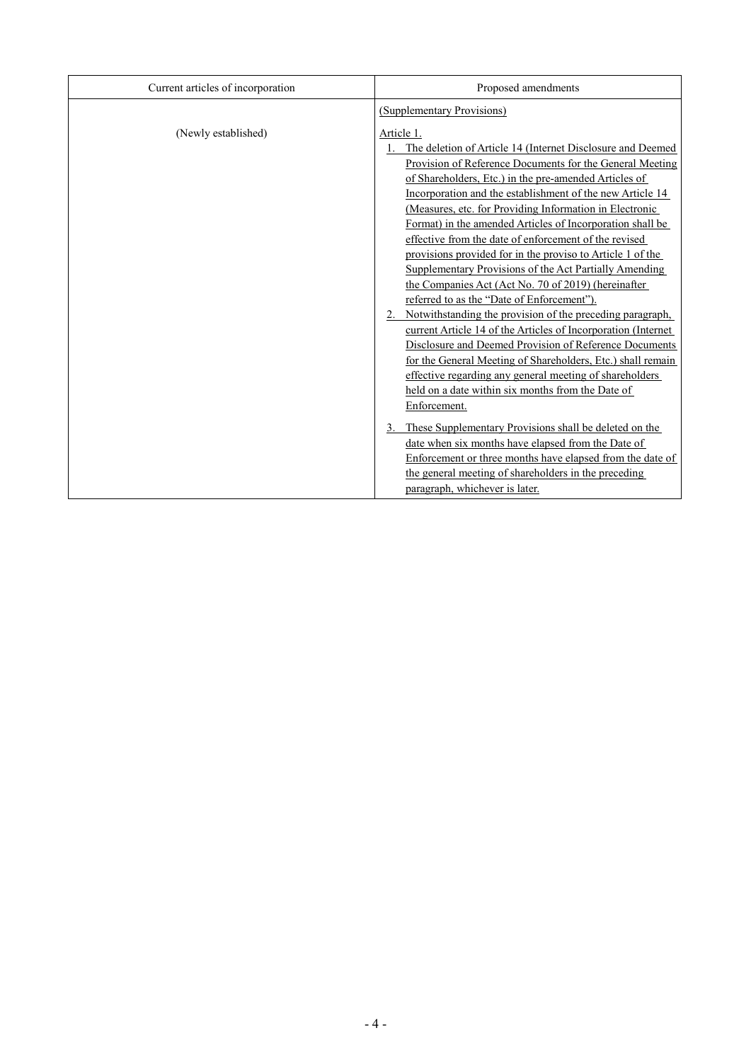| Current articles of incorporation | Proposed amendments |
| --- | --- |
| | (Supplementary Provisions) |
| (Newly established) | Article 1.<br>1. The deletion of Article 14 (Internet Disclosure and Deemed Provision of Reference Documents for the General Meeting of Shareholders, Etc.) in the pre-amended Articles of Incorporation and the establishment of the new Article 14 (Measures, etc. for Providing Information in Electronic Format) in the amended Articles of Incorporation shall be effective from the date of enforcement of the revised provisions provided for in the proviso to Article 1 of the Supplementary Provisions of the Act Partially Amending the Companies Act (Act No. 70 of 2019) (hereinafter referred to as the "Date of Enforcement").<br>2. Notwithstanding the provision of the preceding paragraph, current Article 14 of the Articles of Incorporation (Internet Disclosure and Deemed Provision of Reference Documents for the General Meeting of Shareholders, Etc.) shall remain effective regarding any general meeting of shareholders held on a date within six months from the Date of Enforcement.<br>3. These Supplementary Provisions shall be deleted on the date when six months have elapsed from the Date of Enforcement or three months have elapsed from the date of the general meeting of shareholders in the preceding paragraph, whichever is later. |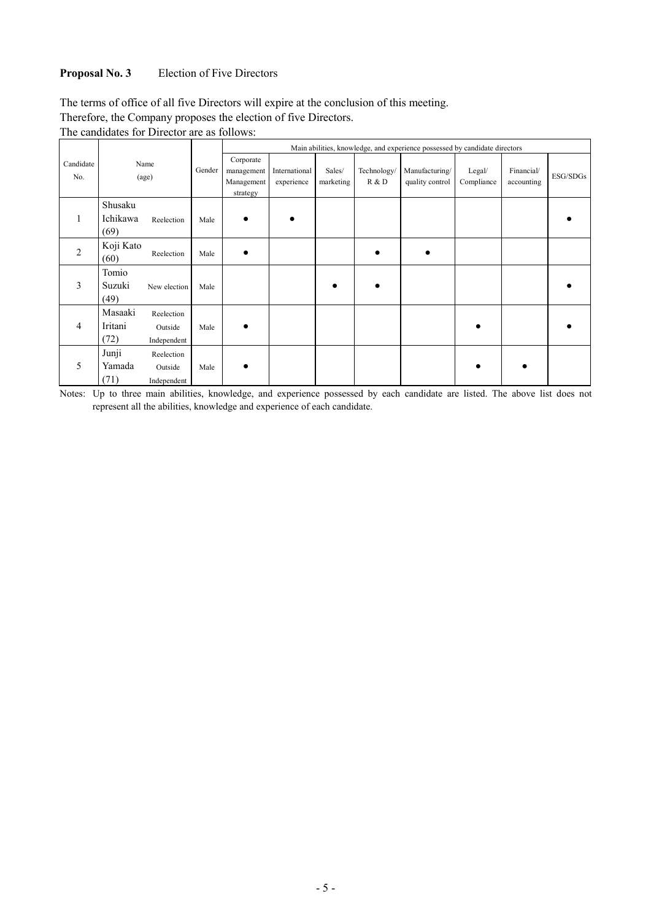**Proposal No. 3** Election of Five Directors

The terms of office of all five Directors will expire at the conclusion of this meeting.
Therefore, the Company proposes the election of five Directors.
The candidates for Director are as follows:

| Candidate No. | Name (age) | | Gender | Main abilities, knowledge, and experience possessed by candidate directors | | | | | | | |
|---|---|---|---|---|---|---|---|---|---|---|---|
| | | | | Corporate management Management strategy | International experience | Sales/ marketing | Technology/ R & D | Manufacturing/ quality control | Legal/ Compliance | Financial/ accounting | ESG/SDGs |
| 1 | Shusaku Ichikawa (69) | Reelection | Male | ● | ● | | | | | | ● |
| 2 | Koji Kato (60) | Reelection | Male | ● | | | ● | ● | | | |
| 3 | Tomio Suzuki (49) | New election | Male | | | ● | ● | | | | ● |
| 4 | Masaaki Iritani (72) | Reelection Outside Independent | Male | ● | | | | | ● | | ● |
| 5 | Junji Yamada (71) | Reelection Outside Independent | Male | ● | | | | | ● | ● | |

Notes: Up to three main abilities, knowledge, and experience possessed by each candidate are listed. The above list does not represent all the abilities, knowledge and experience of each candidate.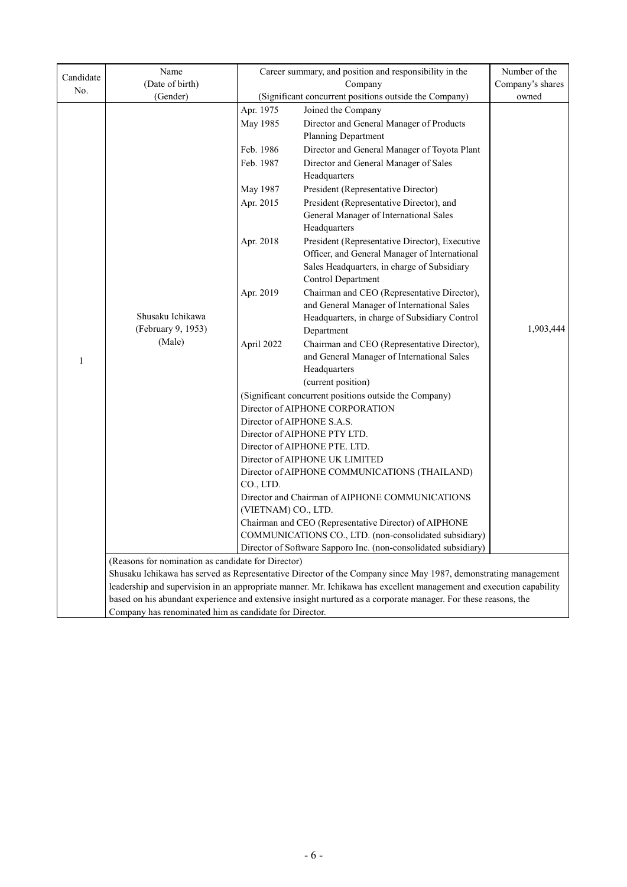| Candidate No. | Name (Date of birth) (Gender) | Career summary, and position and responsibility in the Company (Significant concurrent positions outside the Company) | | Number of the Company's shares owned |
|---|---|---|---|---|
| 1 | Shusaku Ichikawa (February 9, 1953) (Male) | Apr. 1975 | Joined the Company | 1,903,444 |
| | | May 1985 | Director and General Manager of Products Planning Department | |
| | | Feb. 1986 | Director and General Manager of Toyota Plant | |
| | | Feb. 1987 | Director and General Manager of Sales Headquarters | |
| | | May 1987 | President (Representative Director) | |
| | | Apr. 2015 | President (Representative Director), and General Manager of International Sales Headquarters | |
| | | Apr. 2018 | President (Representative Director), Executive Officer, and General Manager of International Sales Headquarters, in charge of Subsidiary Control Department | |
| | | Apr. 2019 | Chairman and CEO (Representative Director), and General Manager of International Sales Headquarters, in charge of Subsidiary Control Department | |
| | | April 2022 | Chairman and CEO (Representative Director), and General Manager of International Sales Headquarters (current position) | |
| | | (Significant concurrent positions outside the Company)<br>Director of AIPHONE CORPORATION<br>Director of AIPHONE S.A.S.<br>Director of AIPHONE PTY LTD.<br>Director of AIPHONE PTE. LTD.<br>Director of AIPHONE UK LIMITED<br>Director of AIPHONE COMMUNICATIONS (THAILAND) CO., LTD.<br>Director and Chairman of AIPHONE COMMUNICATIONS (VIETNAM) CO., LTD.<br>Chairman and CEO (Representative Director) of AIPHONE COMMUNICATIONS CO., LTD. (non-consolidated subsidiary)<br>Director of Software Sapporo Inc. (non-consolidated subsidiary) | | |
| | (Reasons for nomination as candidate for Director)<br>Shusaku Ichikawa has served as Representative Director of the Company since May 1987, demonstrating management leadership and supervision in an appropriate manner. Mr. Ichikawa has excellent management and execution capability based on his abundant experience and extensive insight nurtured as a corporate manager. For these reasons, the Company has renominated him as candidate for Director. | | | |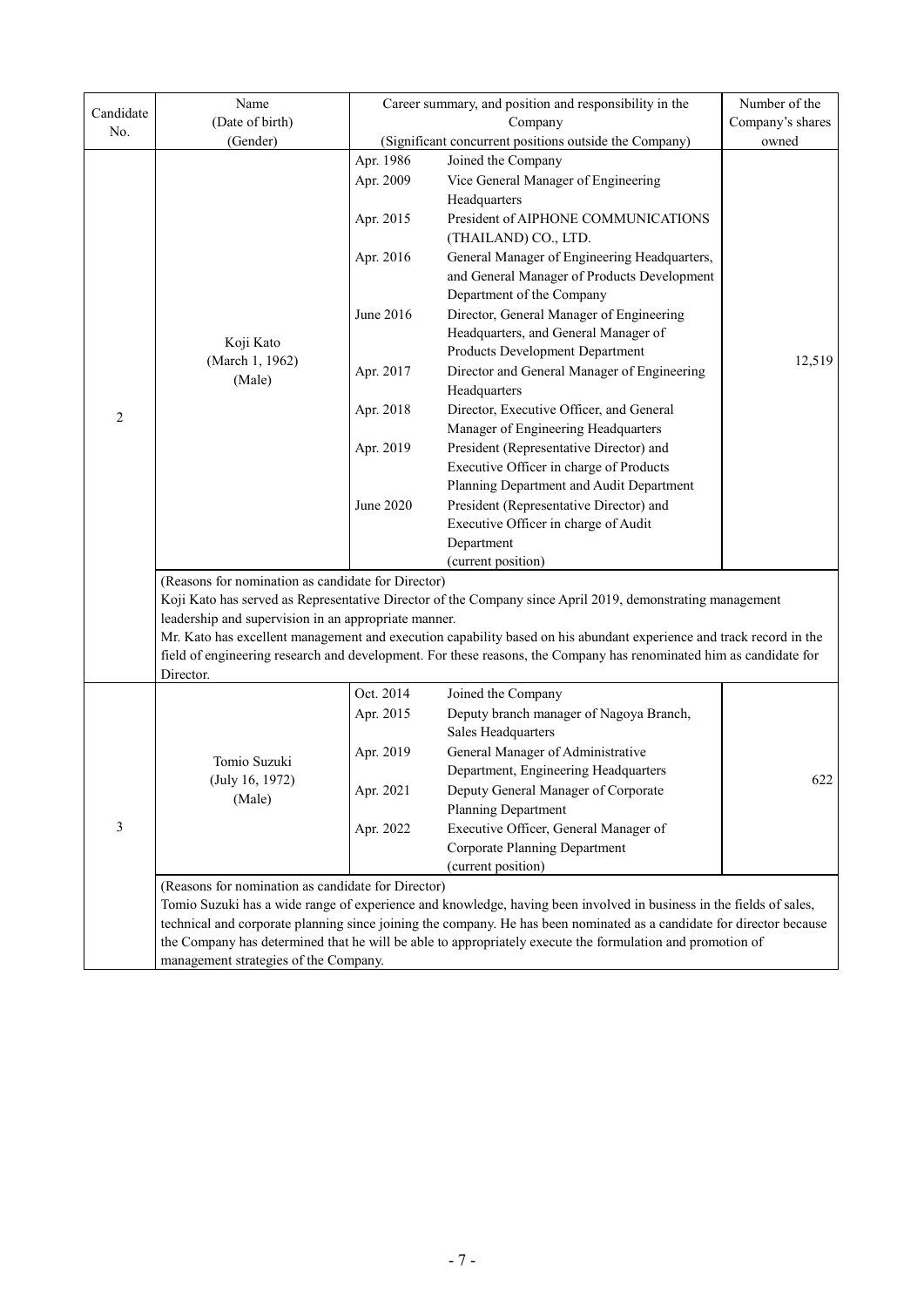| Candidate No. | Name (Date of birth) (Gender) | Career summary, and position and responsibility in the Company (Significant concurrent positions outside the Company) | | Number of the Company's shares owned |
|---|---|---|---|---|
| 2 | Koji Kato (March 1, 1962) (Male) | Apr. 1986 | Joined the Company | 12,519 |
| | | Apr. 2009 | Vice General Manager of Engineering Headquarters | |
| | | Apr. 2015 | President of AIPHONE COMMUNICATIONS (THAILAND) CO., LTD. | |
| | | Apr. 2016 | General Manager of Engineering Headquarters, and General Manager of Products Development Department of the Company | |
| | | June 2016 | Director, General Manager of Engineering Headquarters, and General Manager of Products Development Department | |
| | | Apr. 2017 | Director and General Manager of Engineering Headquarters | |
| | | Apr. 2018 | Director, Executive Officer, and General Manager of Engineering Headquarters | |
| | | Apr. 2019 | President (Representative Director) and Executive Officer in charge of Products Planning Department and Audit Department | |
| | | June 2020 | President (Representative Director) and Executive Officer in charge of Audit Department (current position) | |
| | (Reasons for nomination as candidate for Director) Koji Kato has served as Representative Director of the Company since April 2019, demonstrating management leadership and supervision in an appropriate manner. Mr. Kato has excellent management and execution capability based on his abundant experience and track record in the field of engineering research and development. For these reasons, the Company has renominated him as candidate for Director. | | | |
| 3 | Tomio Suzuki (July 16, 1972) (Male) | Oct. 2014 | Joined the Company | 622 |
| | | Apr. 2015 | Deputy branch manager of Nagoya Branch, Sales Headquarters | |
| | | Apr. 2019 | General Manager of Administrative Department, Engineering Headquarters | |
| | | Apr. 2021 | Deputy General Manager of Corporate Planning Department | |
| | | Apr. 2022 | Executive Officer, General Manager of Corporate Planning Department (current position) | |
| | (Reasons for nomination as candidate for Director) Tomio Suzuki has a wide range of experience and knowledge, having been involved in business in the fields of sales, technical and corporate planning since joining the company. He has been nominated as a candidate for director because the Company has determined that he will be able to appropriately execute the formulation and promotion of management strategies of the Company. | | | |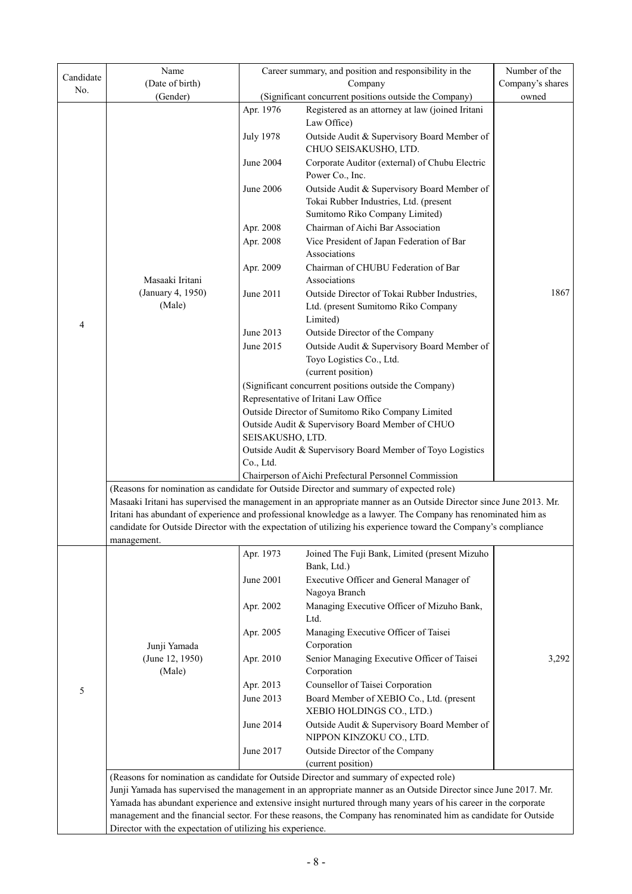| Candidate No. | Name (Date of birth) (Gender) | Career summary, and position and responsibility in the Company (Significant concurrent positions outside the Company) | | Number of the Company's shares owned |
|---|---|---|---|---|
| 4 | Masaaki Iritani (January 4, 1950) (Male) | Apr. 1976 | Registered as an attorney at law (joined Iritani Law Office) | 1867 |
| | | July 1978 | Outside Audit & Supervisory Board Member of CHUO SEISAKUSHO, LTD. | |
| | | June 2004 | Corporate Auditor (external) of Chubu Electric Power Co., Inc. | |
| | | June 2006 | Outside Audit & Supervisory Board Member of Tokai Rubber Industries, Ltd. (present Sumitomo Riko Company Limited) | |
| | | Apr. 2008 | Chairman of Aichi Bar Association | |
| | | Apr. 2008 | Vice President of Japan Federation of Bar Associations | |
| | | Apr. 2009 | Chairman of CHUBU Federation of Bar Associations | |
| | | June 2011 | Outside Director of Tokai Rubber Industries, Ltd. (present Sumitomo Riko Company Limited) | |
| | | June 2013 | Outside Director of the Company | |
| | | June 2015 | Outside Audit & Supervisory Board Member of Toyo Logistics Co., Ltd. (current position) | |
| | | (Significant concurrent positions outside the Company)<br>Representative of Iritani Law Office<br>Outside Director of Sumitomo Riko Company Limited<br>Outside Audit & Supervisory Board Member of CHUO SEISAKUSHO, LTD.<br>Outside Audit & Supervisory Board Member of Toyo Logistics Co., Ltd.<br>Chairperson of Aichi Prefectural Personnel Commission | | |
| | (Reasons for nomination as candidate for Outside Director and summary of expected role)<br>Masaaki Iritani has supervised the management in an appropriate manner as an Outside Director since June 2013. Mr. Iritani has abundant of experience and professional knowledge as a lawyer. The Company has renominated him as candidate for Outside Director with the expectation of utilizing his experience toward the Company's compliance management. | | | |
| 5 | Junji Yamada (June 12, 1950) (Male) | Apr. 1973 | Joined The Fuji Bank, Limited (present Mizuho Bank, Ltd.) | 3,292 |
| | | June 2001 | Executive Officer and General Manager of Nagoya Branch | |
| | | Apr. 2002 | Managing Executive Officer of Mizuho Bank, Ltd. | |
| | | Apr. 2005 | Managing Executive Officer of Taisei Corporation | |
| | | Apr. 2010 | Senior Managing Executive Officer of Taisei Corporation | |
| | | Apr. 2013 | Counsellor of Taisei Corporation | |
| | | June 2013 | Board Member of XEBIO Co., Ltd. (present XEBIO HOLDINGS CO., LTD.) | |
| | | June 2014 | Outside Audit & Supervisory Board Member of NIPPON KINZOKU CO., LTD. | |
| | | June 2017 | Outside Director of the Company (current position) | |
| | (Reasons for nomination as candidate for Outside Director and summary of expected role)<br>Junji Yamada has supervised the management in an appropriate manner as an Outside Director since June 2017. Mr. Yamada has abundant experience and extensive insight nurtured through many years of his career in the corporate management and the financial sector. For these reasons, the Company has renominated him as candidate for Outside Director with the expectation of utilizing his experience. | | | |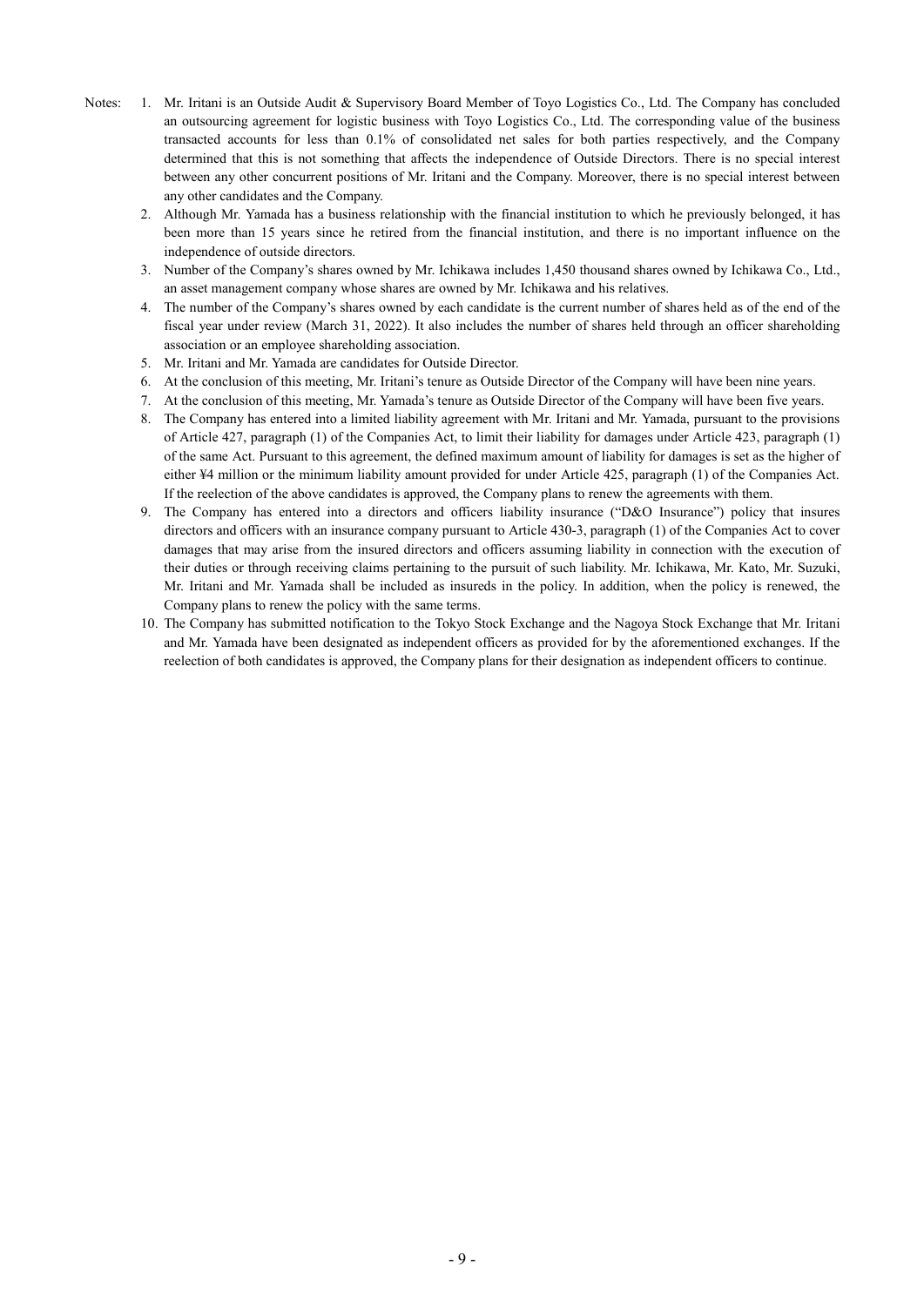Notes:

1. Mr. Iritani is an Outside Audit & Supervisory Board Member of Toyo Logistics Co., Ltd. The Company has concluded an outsourcing agreement for logistic business with Toyo Logistics Co., Ltd. The corresponding value of the business transacted accounts for less than 0.1% of consolidated net sales for both parties respectively, and the Company determined that this is not something that affects the independence of Outside Directors. There is no special interest between any other concurrent positions of Mr. Iritani and the Company. Moreover, there is no special interest between any other candidates and the Company.
2. Although Mr. Yamada has a business relationship with the financial institution to which he previously belonged, it has been more than 15 years since he retired from the financial institution, and there is no important influence on the independence of outside directors.
3. Number of the Company's shares owned by Mr. Ichikawa includes 1,450 thousand shares owned by Ichikawa Co., Ltd., an asset management company whose shares are owned by Mr. Ichikawa and his relatives.
4. The number of the Company's shares owned by each candidate is the current number of shares held as of the end of the fiscal year under review (March 31, 2022). It also includes the number of shares held through an officer shareholding association or an employee shareholding association.
5. Mr. Iritani and Mr. Yamada are candidates for Outside Director.
6. At the conclusion of this meeting, Mr. Iritani's tenure as Outside Director of the Company will have been nine years.
7. At the conclusion of this meeting, Mr. Yamada's tenure as Outside Director of the Company will have been five years.
8. The Company has entered into a limited liability agreement with Mr. Iritani and Mr. Yamada, pursuant to the provisions of Article 427, paragraph (1) of the Companies Act, to limit their liability for damages under Article 423, paragraph (1) of the same Act. Pursuant to this agreement, the defined maximum amount of liability for damages is set as the higher of either ¥4 million or the minimum liability amount provided for under Article 425, paragraph (1) of the Companies Act. If the reelection of the above candidates is approved, the Company plans to renew the agreements with them.
9. The Company has entered into a directors and officers liability insurance ("D&O Insurance") policy that insures directors and officers with an insurance company pursuant to Article 430-3, paragraph (1) of the Companies Act to cover damages that may arise from the insured directors and officers assuming liability in connection with the execution of their duties or through receiving claims pertaining to the pursuit of such liability. Mr. Ichikawa, Mr. Kato, Mr. Suzuki, Mr. Iritani and Mr. Yamada shall be included as insureds in the policy. In addition, when the policy is renewed, the Company plans to renew the policy with the same terms.
10. The Company has submitted notification to the Tokyo Stock Exchange and the Nagoya Stock Exchange that Mr. Iritani and Mr. Yamada have been designated as independent officers as provided for by the aforementioned exchanges. If the reelection of both candidates is approved, the Company plans for their designation as independent officers to continue.